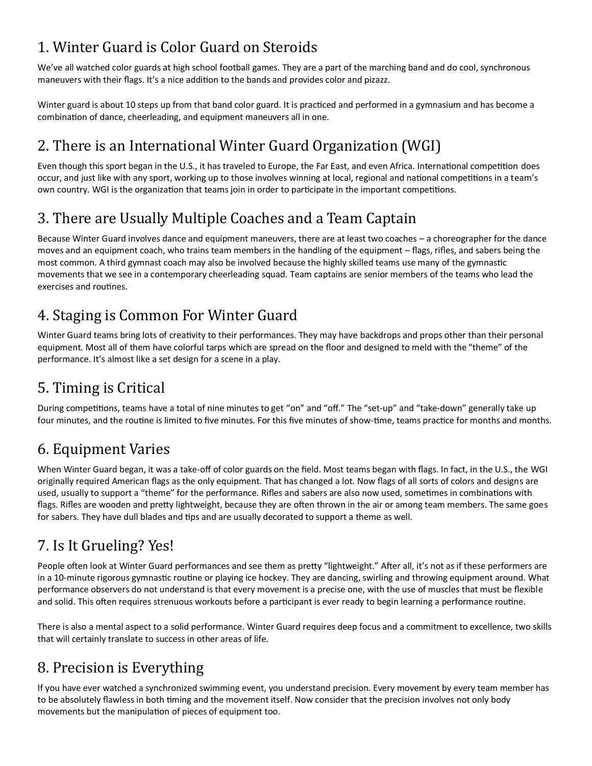## 1. Winter Guard is Color Guard on Steroids

We've all watched color guards at high school football games. They are a part of the marching band and do cool, synchronous maneuvers with their flags. It's a nice addition to the bands and provides color and pizazz.

Winter guard is about 10 steps up from that band color guard. It is practiced and performed in a gymnasium and has become a combination of dance, cheerleading, and equipment maneuvers all in one.

## 2. There is an International Winter Guard Organization (WGI)

Even though this sport began in the U.S., it has traveled to Europe, the Far East, and even Africa. International competition does occur, and just like with any sport, working up to those involves winning at local, regional and national competitions in a team's own country. WGI is the organization that teams join in order to participate in the important competitions.

## 3. There are Usually Multiple Coaches and a Team Captain

Because Winter Guard involves dance and equipment maneuvers, there are at least two coaches – a choreographer for the dance moves and an equipment coach, who trains team members in the handling of the equipment – flags, rifles, and sabers being the most common. A third gymnast coach may also be involved because the highly skilled teams use many of the gymnastic movements that we see in a contemporary cheerleading squad. Team captains are senior members of the teams who lead the exercises and routines.

## 4. Staging is Common For Winter Guard

Winter Guard teams bring lots of creativity to their performances. They may have backdrops and props other than their personal equipment. Most all of them have colorful tarps which are spread on the floor and designed to meld with the "theme" of the performance. It's almost like a set design for a scene in a play.

## 5. Timing is Critical

During competitions, teams have a total of nine minutes to get "on" and "off." The "set-up" and "take-down" generally take up four minutes, and the routine is limited to five minutes. For this five minutes of show-time, teams practice for months and months.

## 6. Equipment Varies

When Winter Guard began, it was a take-off of color guards on the field. Most teams began with flags. In fact, in the U.S., the WGI originally required American flags as the only equipment. That has changed a lot. Now flags of all sorts of colors and designs are used, usually to support a "theme" for the performance. Rifles and sabers are also now used, sometimes in combinations with flags. Rifles are wooden and pretty lightweight, because they are often thrown in the air or among team members. The same goes for sabers. They have dull blades and tips and are usually decorated to support a theme as well.

## 7. Is It Grueling? Yes!

People often look at Winter Guard performances and see them as pretty "lightweight." After all, it's not as if these performers are in a 10-minute rigorous gymnastic routine or playing ice hockey. They are dancing, swirling and throwing equipment around. What performance observers do not understand is that every movement is a precise one, with the use of muscles that must be flexible and solid. This often requires strenuous workouts before a participant is ever ready to begin learning a performance routine.

There is also a mental aspect to a solid performance. Winter Guard requires deep focus and a commitment to excellence, two skills that will certainly translate to success in other areas of life.

## 8. Precision is Everything

If you have ever watched a synchronized swimming event, you understand precision. Every movement by every team member has to be absolutely flawless in both timing and the movement itself. Now consider that the precision involves not only body movements but the manipulation of pieces of equipment too.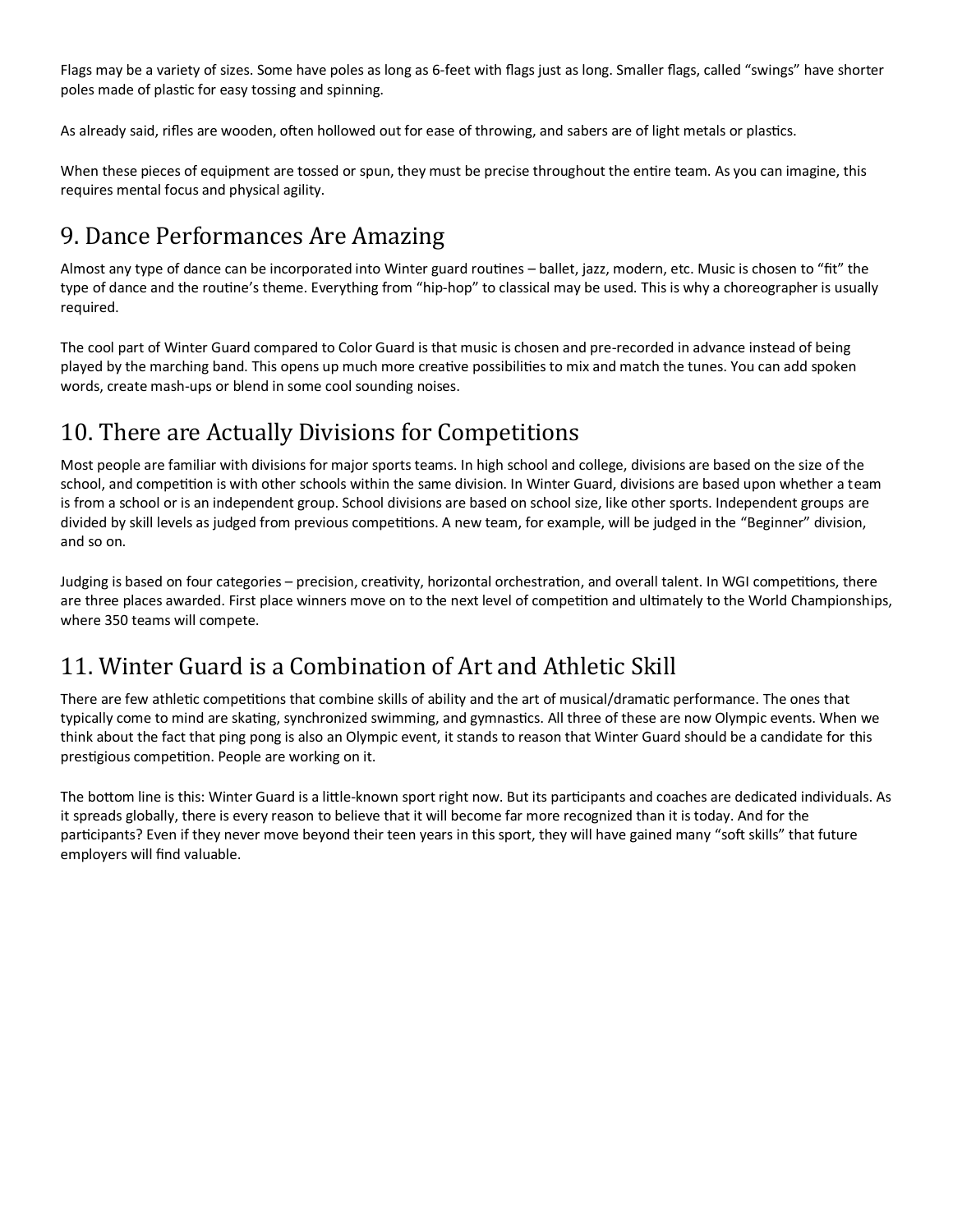Flags may be a variety of sizes. Some have poles as long as 6-feet with flags just as long. Smaller flags, called “swings” have shorter poles made of plastic for easy tossing and spinning.

As already said, rifles are wooden, often hollowed out for ease of throwing, and sabers are of light metals or plastics.

When these pieces of equipment are tossed or spun, they must be precise throughout the entire team. As you can imagine, this requires mental focus and physical agility.

## 9. Dance Performances Are Amazing

Almost any type of dance can be incorporated into Winter guard routines – ballet, jazz, modern, etc. Music is chosen to “fit” the type of dance and the routine’s theme. Everything from “hip-hop” to classical may be used. This is why a choreographer is usually required.

The cool part of Winter Guard compared to Color Guard is that music is chosen and pre-recorded in advance instead of being played by the marching band. This opens up much more creative possibilities to mix and match the tunes. You can add spoken words, create mash-ups or blend in some cool sounding noises.

## 10. There are Actually Divisions for Competitions

Most people are familiar with divisions for major sports teams. In high school and college, divisions are based on the size of the school, and competition is with other schools within the same division. In Winter Guard, divisions are based upon whether a team is from a school or is an independent group. School divisions are based on school size, like other sports. Independent groups are divided by skill levels as judged from previous competitions. A new team, for example, will be judged in the “Beginner” division, and so on.

Judging is based on four categories – precision, creativity, horizontal orchestration, and overall talent. In WGI competitions, there are three places awarded. First place winners move on to the next level of competition and ultimately to the World Championships, where 350 teams will compete.

## 11. Winter Guard is a Combination of Art and Athletic Skill

There are few athletic competitions that combine skills of ability and the art of musical/dramatic performance. The ones that typically come to mind are skating, synchronized swimming, and gymnastics. All three of these are now Olympic events. When we think about the fact that ping pong is also an Olympic event, it stands to reason that Winter Guard should be a candidate for this prestigious competition. People are working on it.

The bottom line is this: Winter Guard is a little-known sport right now. But its participants and coaches are dedicated individuals. As it spreads globally, there is every reason to believe that it will become far more recognized than it is today. And for the participants? Even if they never move beyond their teen years in this sport, they will have gained many “soft skills” that future employers will find valuable.